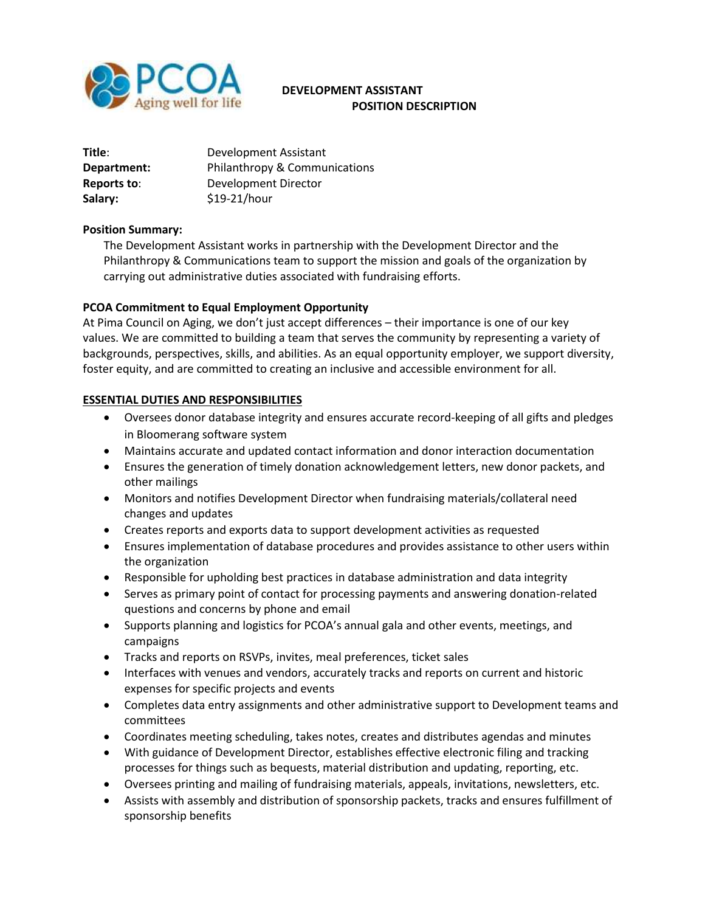PCOA Aging well for life

# DEVELOPMENT ASSISTANT POSITION DESCRIPTION

| | |
|---|---|
| **Title**: | Development Assistant |
| **Department:** | Philanthropy & Communications |
| **Reports to**: | Development Director |
| **Salary:** | $19-21/hour |

**Position Summary:**

The Development Assistant works in partnership with the Development Director and the Philanthropy & Communications team to support the mission and goals of the organization by carrying out administrative duties associated with fundraising efforts.

**PCOA Commitment to Equal Employment Opportunity**

At Pima Council on Aging, we don't just accept differences – their importance is one of our key values. We are committed to building a team that serves the community by representing a variety of backgrounds, perspectives, skills, and abilities. As an equal opportunity employer, we support diversity, foster equity, and are committed to creating an inclusive and accessible environment for all.

**ESSENTIAL DUTIES AND RESPONSIBILITIES**

- Oversees donor database integrity and ensures accurate record-keeping of all gifts and pledges in Bloomerang software system
- Maintains accurate and updated contact information and donor interaction documentation
- Ensures the generation of timely donation acknowledgement letters, new donor packets, and other mailings
- Monitors and notifies Development Director when fundraising materials/collateral need changes and updates
- Creates reports and exports data to support development activities as requested
- Ensures implementation of database procedures and provides assistance to other users within the organization
- Responsible for upholding best practices in database administration and data integrity
- Serves as primary point of contact for processing payments and answering donation-related questions and concerns by phone and email
- Supports planning and logistics for PCOA's annual gala and other events, meetings, and campaigns
- Tracks and reports on RSVPs, invites, meal preferences, ticket sales
- Interfaces with venues and vendors, accurately tracks and reports on current and historic expenses for specific projects and events
- Completes data entry assignments and other administrative support to Development teams and committees
- Coordinates meeting scheduling, takes notes, creates and distributes agendas and minutes
- With guidance of Development Director, establishes effective electronic filing and tracking processes for things such as bequests, material distribution and updating, reporting, etc.
- Oversees printing and mailing of fundraising materials, appeals, invitations, newsletters, etc.
- Assists with assembly and distribution of sponsorship packets, tracks and ensures fulfillment of sponsorship benefits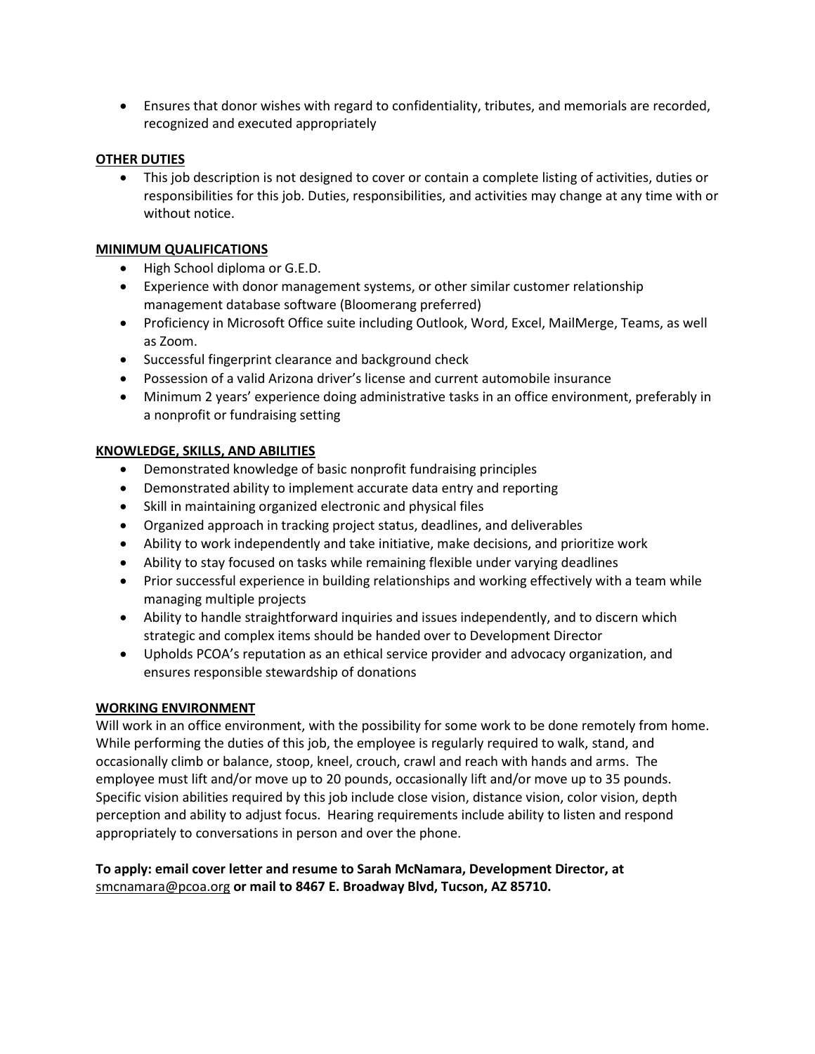- Ensures that donor wishes with regard to confidentiality, tributes, and memorials are recorded, recognized and executed appropriately

**OTHER DUTIES**

- This job description is not designed to cover or contain a complete listing of activities, duties or responsibilities for this job. Duties, responsibilities, and activities may change at any time with or without notice.

**MINIMUM QUALIFICATIONS**

- High School diploma or G.E.D.
- Experience with donor management systems, or other similar customer relationship management database software (Bloomerang preferred)
- Proficiency in Microsoft Office suite including Outlook, Word, Excel, MailMerge, Teams, as well as Zoom.
- Successful fingerprint clearance and background check
- Possession of a valid Arizona driver's license and current automobile insurance
- Minimum 2 years' experience doing administrative tasks in an office environment, preferably in a nonprofit or fundraising setting

**KNOWLEDGE, SKILLS, AND ABILITIES**

- Demonstrated knowledge of basic nonprofit fundraising principles
- Demonstrated ability to implement accurate data entry and reporting
- Skill in maintaining organized electronic and physical files
- Organized approach in tracking project status, deadlines, and deliverables
- Ability to work independently and take initiative, make decisions, and prioritize work
- Ability to stay focused on tasks while remaining flexible under varying deadlines
- Prior successful experience in building relationships and working effectively with a team while managing multiple projects
- Ability to handle straightforward inquiries and issues independently, and to discern which strategic and complex items should be handed over to Development Director
- Upholds PCOA's reputation as an ethical service provider and advocacy organization, and ensures responsible stewardship of donations

**WORKING ENVIRONMENT**

Will work in an office environment, with the possibility for some work to be done remotely from home. While performing the duties of this job, the employee is regularly required to walk, stand, and occasionally climb or balance, stoop, kneel, crouch, crawl and reach with hands and arms. The employee must lift and/or move up to 20 pounds, occasionally lift and/or move up to 35 pounds. Specific vision abilities required by this job include close vision, distance vision, color vision, depth perception and ability to adjust focus. Hearing requirements include ability to listen and respond appropriately to conversations in person and over the phone.

**To apply: email cover letter and resume to Sarah McNamara, Development Director, at** smcnamara@pcoa.org **or mail to 8467 E. Broadway Blvd, Tucson, AZ 85710.**